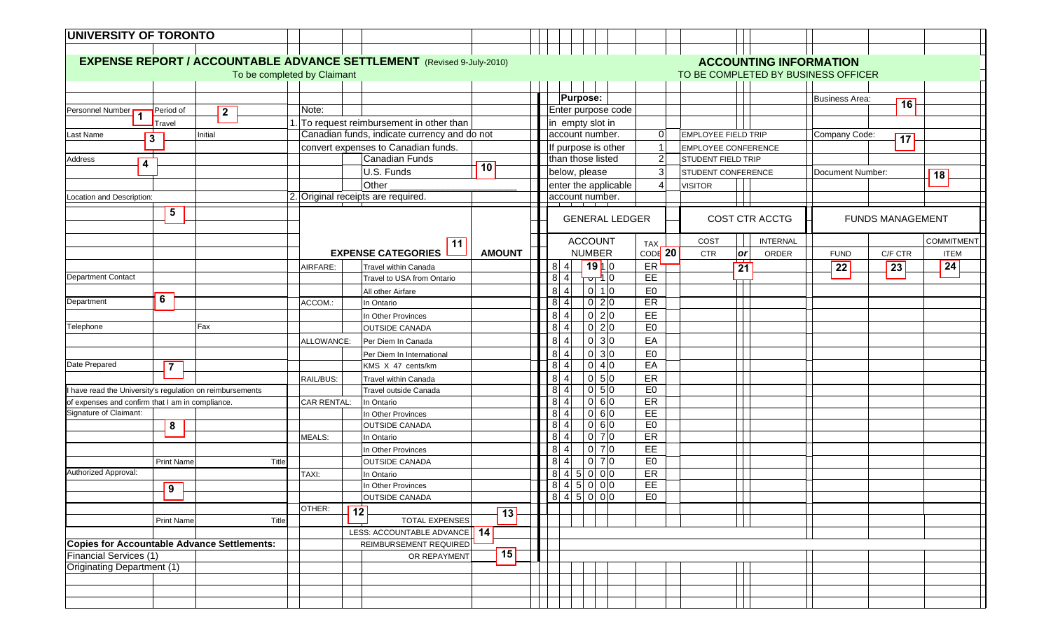# UNIVERSITY OF TORONTO

## EXPENSE REPORT / ACCOUNTABLE ADVANCE SETTLEMENT (Revised 9-July-2010)

To be completed by Claimant

| | | | |
|---|---|---|---|
| Personnel Number **1** | Period of Travel | **2** | |
| Last Name **3** | | Initial | |
| Address **4** | | | |
| Location and Description: | | | |
| | **5** | | |
| Department Contact | | | |
| Department | **6** | | |
| Telephone | | Fax | |
| Date Prepared | **7** | | |

I have read the University's regulation on reimbursements of expenses and confirm that I am in compliance.

| | | | |
|---|---|---|---|
| Signature of Claimant: | **8** | | |
| | Print Name | | Title |
| Authorized Approval: | **9** | | |
| | Print Name | | Title |

**Copies for Accountable Advance Settlements:**
Financial Services (1)
Originating Department (1)

Note:
1. To request reimbursement in other than Canadian funds, indicate currency and do not convert expenses to Canadian funds.
   - Canadian Funds **10**
   - U.S. Funds
   - Other ____________
2. Original receipts are required.

## ACCOUNTING INFORMATION

TO BE COMPLETED BY BUSINESS OFFICER

**Purpose:**
Enter purpose code in empty slot in account number.
If purpose is other than those listed below, please enter the applicable account number.

| Code | Purpose |
|---|---|
| 0 | EMPLOYEE FIELD TRIP |
| 1 | EMPLOYEE CONFERENCE |
| 2 | STUDENT FIELD TRIP |
| 3 | STUDENT CONFERENCE |
| 4 | VISITOR |

Business Area: **16**
Company Code: **17**
Document Number: **18**

| | EXPENSE CATEGORIES **11** | AMOUNT | GENERAL LEDGER ACCOUNT NUMBER | TAX CODE **20** | COST CTR **21** | or | INTERNAL ORDER | FUND **22** | C/F CTR **23** | COMMITMENT ITEM **24** |
|---|---|---|---|---|---|---|---|---|---|---|
| AIRFARE: | Travel within Canada | | 84 **19** 10 | ER | | | | | | |
| | Travel to USA from Ontario | | 84 _ 10 | EE | | | | | | |
| | All other Airfare | | 84 0 10 | E0 | | | | | | |
| ACCOM.: | In Ontario | | 84 0 20 | ER | | | | | | |
| | In Other Provinces | | 84 0 20 | EE | | | | | | |
| | OUTSIDE CANADA | | 84 0 20 | E0 | | | | | | |
| ALLOWANCE: | Per Diem In Canada | | 84 0 30 | EA | | | | | | |
| | Per Diem In International | | 84 0 30 | E0 | | | | | | |
| | KMS X 47 cents/km | | 84 0 40 | EA | | | | | | |
| RAIL/BUS: | Travel within Canada | | 84 0 50 | ER | | | | | | |
| | Travel outside Canada | | 84 0 50 | E0 | | | | | | |
| CAR RENTAL: | In Ontario | | 84 0 60 | ER | | | | | | |
| | In Other Provinces | | 84 0 60 | EE | | | | | | |
| | OUTSIDE CANADA | | 84 0 60 | E0 | | | | | | |
| MEALS: | In Ontario | | 84 0 70 | ER | | | | | | |
| | In Other Provinces | | 84 0 70 | EE | | | | | | |
| | OUTSIDE CANADA | | 84 0 70 | E0 | | | | | | |
| TAXI: | In Ontario | | 845 0 00 | ER | | | | | | |
| | In Other Provinces | | 845 0 00 | EE | | | | | | |
| | OUTSIDE CANADA | | 845 0 00 | E0 | | | | | | |
| OTHER: **12** | | | | | | | | | | |
| | TOTAL EXPENSES | **13** | | | | | | | | |
| | LESS: ACCOUNTABLE ADVANCE | **14** | | | | | | | | |
| | REIMBURSEMENT REQUIRED OR REPAYMENT | **15** | | | | | | | | |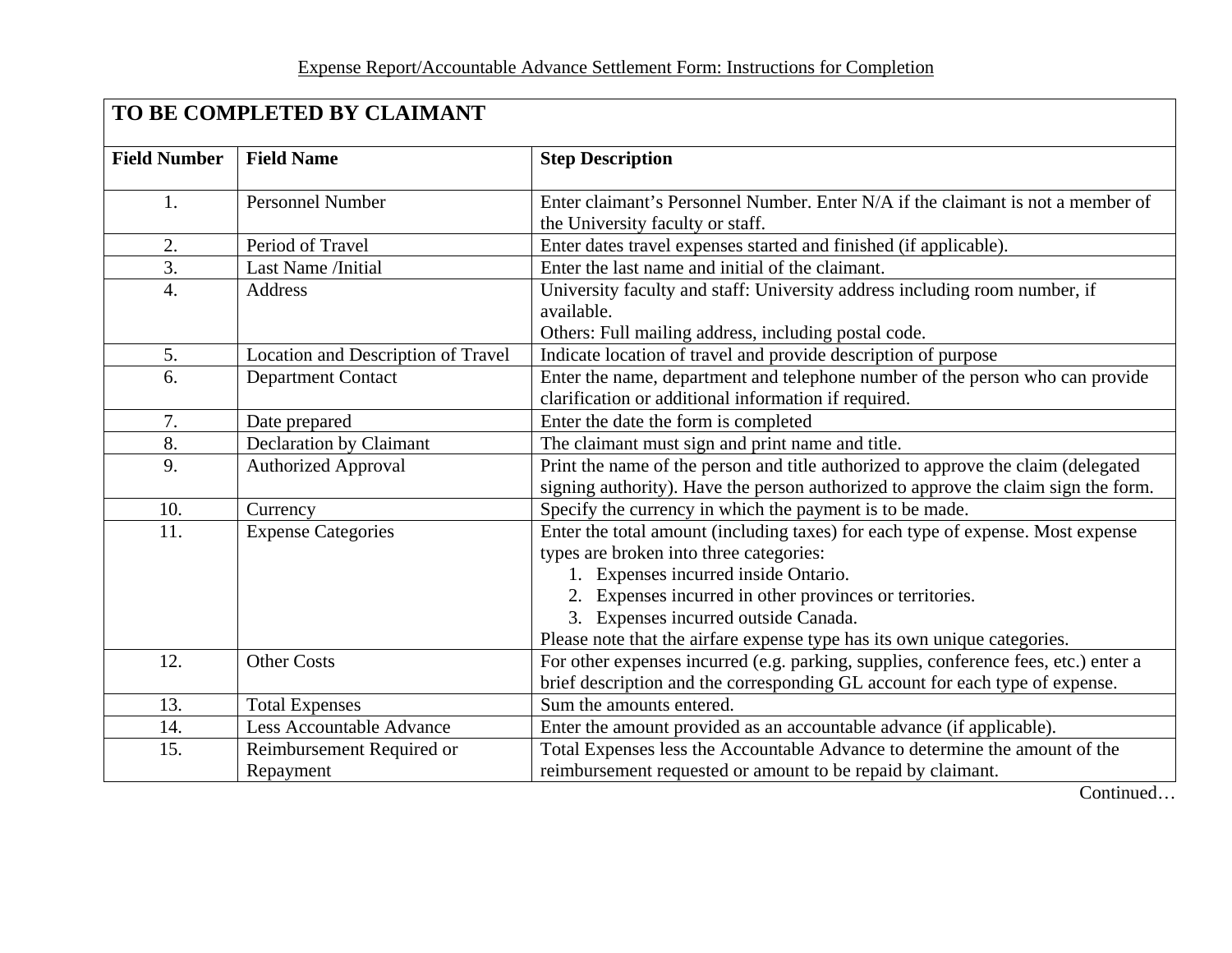Expense Report/Accountable Advance Settlement Form: Instructions for Completion

| **TO BE COMPLETED BY CLAIMANT** | | |
|---|---|---|
| **Field Number** | **Field Name** | **Step Description** |
| 1. | Personnel Number | Enter claimant's Personnel Number. Enter N/A if the claimant is not a member of the University faculty or staff. |
| 2. | Period of Travel | Enter dates travel expenses started and finished (if applicable). |
| 3. | Last Name /Initial | Enter the last name and initial of the claimant. |
| 4. | Address | University faculty and staff: University address including room number, if available.<br>Others: Full mailing address, including postal code. |
| 5. | Location and Description of Travel | Indicate location of travel and provide description of purpose |
| 6. | Department Contact | Enter the name, department and telephone number of the person who can provide clarification or additional information if required. |
| 7. | Date prepared | Enter the date the form is completed |
| 8. | Declaration by Claimant | The claimant must sign and print name and title. |
| 9. | Authorized Approval | Print the name of the person and title authorized to approve the claim (delegated signing authority). Have the person authorized to approve the claim sign the form. |
| 10. | Currency | Specify the currency in which the payment is to be made. |
| 11. | Expense Categories | Enter the total amount (including taxes) for each type of expense. Most expense types are broken into three categories:<br>1. Expenses incurred inside Ontario.<br>2. Expenses incurred in other provinces or territories.<br>3. Expenses incurred outside Canada.<br>Please note that the airfare expense type has its own unique categories. |
| 12. | Other Costs | For other expenses incurred (e.g. parking, supplies, conference fees, etc.) enter a brief description and the corresponding GL account for each type of expense. |
| 13. | Total Expenses | Sum the amounts entered. |
| 14. | Less Accountable Advance | Enter the amount provided as an accountable advance (if applicable). |
| 15. | Reimbursement Required or Repayment | Total Expenses less the Accountable Advance to determine the amount of the reimbursement requested or amount to be repaid by claimant. |

Continued…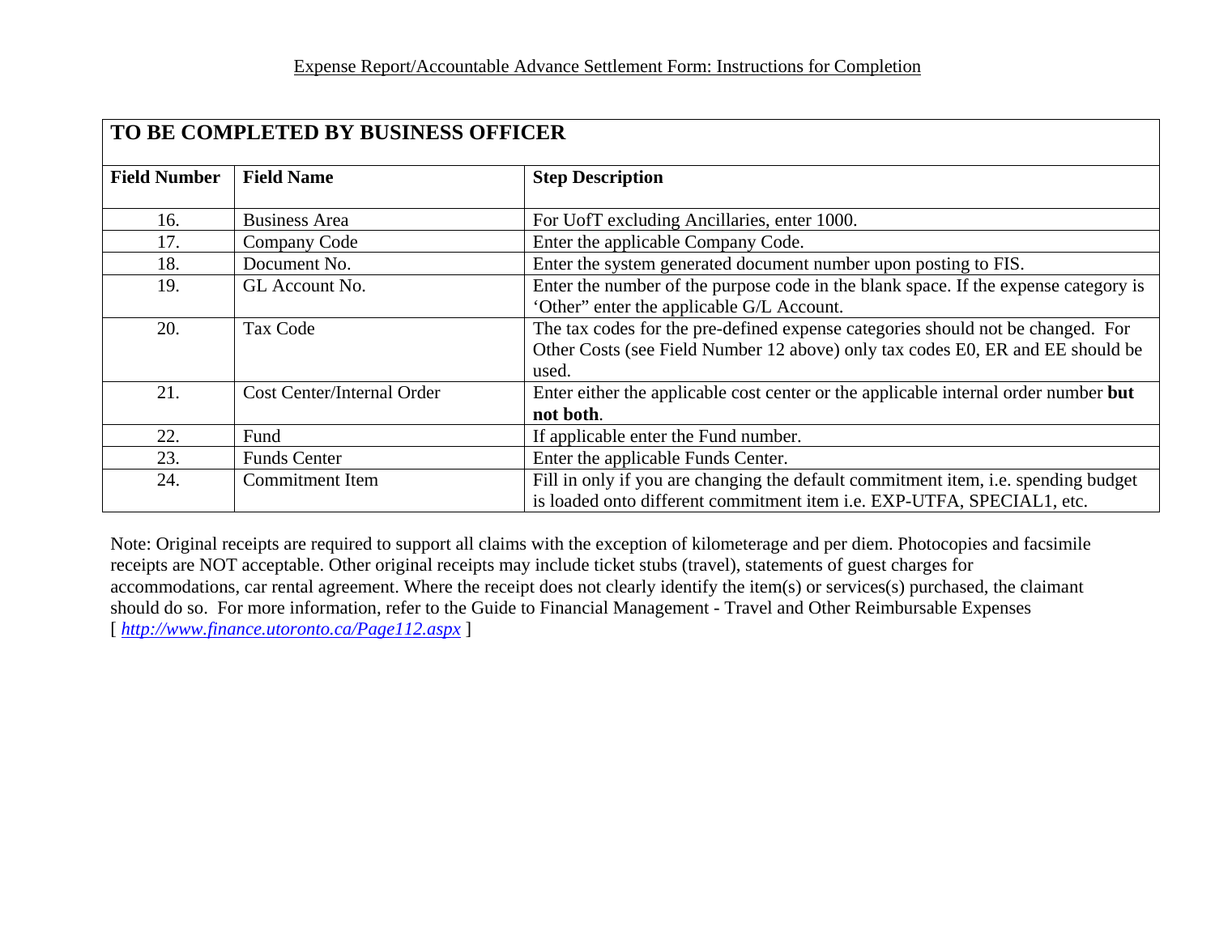Expense Report/Accountable Advance Settlement Form: Instructions for Completion

| TO BE COMPLETED BY BUSINESS OFFICER | | |
|---|---|---|
| **Field Number** | **Field Name** | **Step Description** |
| 16. | Business Area | For UofT excluding Ancillaries, enter 1000. |
| 17. | Company Code | Enter the applicable Company Code. |
| 18. | Document No. | Enter the system generated document number upon posting to FIS. |
| 19. | GL Account No. | Enter the number of the purpose code in the blank space. If the expense category is 'Other" enter the applicable G/L Account. |
| 20. | Tax Code | The tax codes for the pre-defined expense categories should not be changed. For Other Costs (see Field Number 12 above) only tax codes E0, ER and EE should be used. |
| 21. | Cost Center/Internal Order | Enter either the applicable cost center or the applicable internal order number **but not both**. |
| 22. | Fund | If applicable enter the Fund number. |
| 23. | Funds Center | Enter the applicable Funds Center. |
| 24. | Commitment Item | Fill in only if you are changing the default commitment item, i.e. spending budget is loaded onto different commitment item i.e. EXP-UTFA, SPECIAL1, etc. |

Note: Original receipts are required to support all claims with the exception of kilometerage and per diem. Photocopies and facsimile receipts are NOT acceptable. Other original receipts may include ticket stubs (travel), statements of guest charges for accommodations, car rental agreement. Where the receipt does not clearly identify the item(s) or services(s) purchased, the claimant should do so. For more information, refer to the Guide to Financial Management - Travel and Other Reimbursable Expenses [ *http://www.finance.utoronto.ca/Page112.aspx* ]